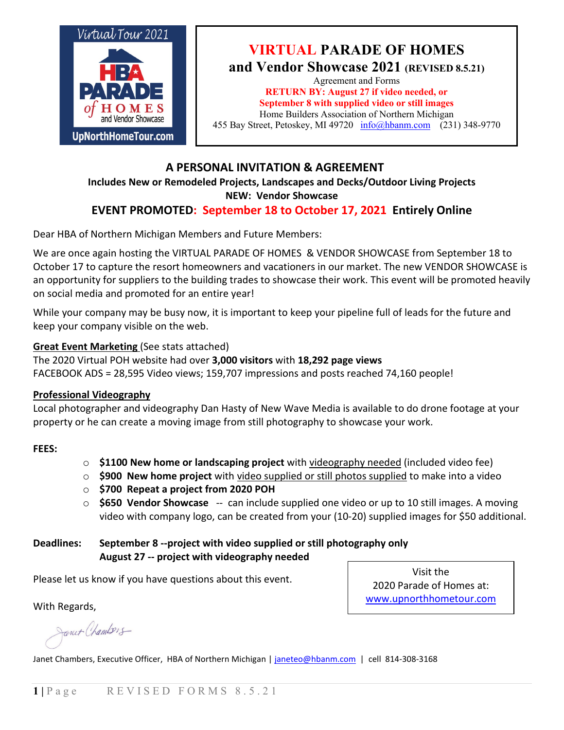Virtual Tour 2021
HBA PARADE of HOMES and Vendor Showcase
UpNorthHomeTour.com

# VIRTUAL PARADE OF HOMES and Vendor Showcase 2021 (REVISED 8.5.21)

Agreement and Forms

**RETURN BY: August 27 if video needed, or September 8 with supplied video or still images**

Home Builders Association of Northern Michigan
455 Bay Street, Petoskey, MI 49720 info@hbanm.com (231) 348-9770

## A PERSONAL INVITATION & AGREEMENT

**Includes New or Remodeled Projects, Landscapes and Decks/Outdoor Living Projects**

**NEW: Vendor Showcase**

**EVENT PROMOTED: September 18 to October 17, 2021 Entirely Online**

Dear HBA of Northern Michigan Members and Future Members:

We are once again hosting the VIRTUAL PARADE OF HOMES & VENDOR SHOWCASE from September 18 to October 17 to capture the resort homeowners and vacationers in our market. The new VENDOR SHOWCASE is an opportunity for suppliers to the building trades to showcase their work. This event will be promoted heavily on social media and promoted for an entire year!

While your company may be busy now, it is important to keep your pipeline full of leads for the future and keep your company visible on the web.

**Great Event Marketing** (See stats attached)
The 2020 Virtual POH website had over **3,000 visitors** with **18,292 page views**
FACEBOOK ADS = 28,595 Video views; 159,707 impressions and posts reached 74,160 people!

**Professional Videography**
Local photographer and videography Dan Hasty of New Wave Media is available to do drone footage at your property or he can create a moving image from still photography to showcase your work.

**FEES:**

- **$1100 New home or landscaping project** with videography needed (included video fee)
- **$900 New home project** with video supplied or still photos supplied to make into a video
- **$700 Repeat a project from 2020 POH**
- **$650 Vendor Showcase** -- can include supplied one video or up to 10 still images. A moving video with company logo, can be created from your (10-20) supplied images for $50 additional.

**Deadlines:** **September 8 --project with video supplied or still photography only**
**August 27 -- project with videography needed**

Please let us know if you have questions about this event.

Visit the 2020 Parade of Homes at: www.upnorthhometour.com

With Regards,

Janet Chambers

Janet Chambers, Executive Officer, HBA of Northern Michigan | janeteo@hbanm.com | cell 814-308-3168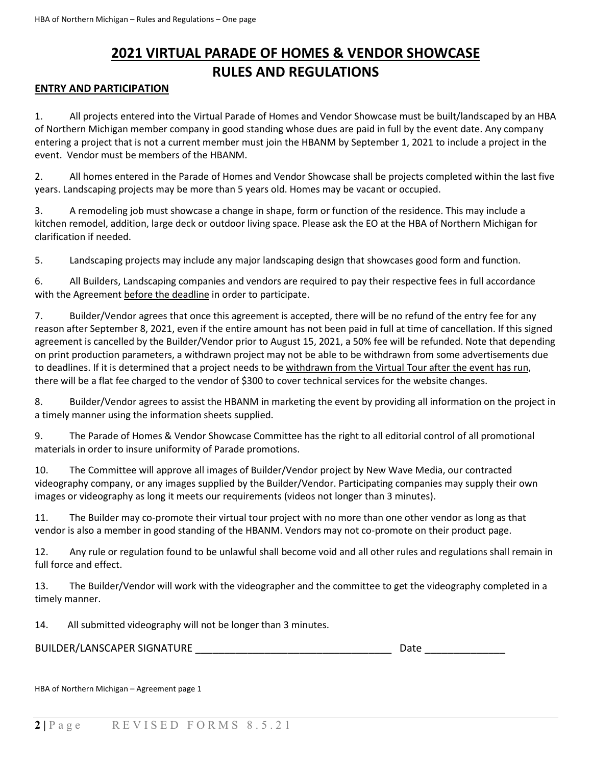# 2021 VIRTUAL PARADE OF HOMES & VENDOR SHOWCASE
# RULES AND REGULATIONS

## ENTRY AND PARTICIPATION

1. All projects entered into the Virtual Parade of Homes and Vendor Showcase must be built/landscaped by an HBA of Northern Michigan member company in good standing whose dues are paid in full by the event date. Any company entering a project that is not a current member must join the HBANM by September 1, 2021 to include a project in the event. Vendor must be members of the HBANM.

2. All homes entered in the Parade of Homes and Vendor Showcase shall be projects completed within the last five years. Landscaping projects may be more than 5 years old. Homes may be vacant or occupied.

3. A remodeling job must showcase a change in shape, form or function of the residence. This may include a kitchen remodel, addition, large deck or outdoor living space. Please ask the EO at the HBA of Northern Michigan for clarification if needed.

5. Landscaping projects may include any major landscaping design that showcases good form and function.

6. All Builders, Landscaping companies and vendors are required to pay their respective fees in full accordance with the Agreement <u>before the deadline</u> in order to participate.

7. Builder/Vendor agrees that once this agreement is accepted, there will be no refund of the entry fee for any reason after September 8, 2021, even if the entire amount has not been paid in full at time of cancellation. If this signed agreement is cancelled by the Builder/Vendor prior to August 15, 2021, a 50% fee will be refunded. Note that depending on print production parameters, a withdrawn project may not be able to be withdrawn from some advertisements due to deadlines. If it is determined that a project needs to be <u>withdrawn from the Virtual Tour after the event has run</u>, there will be a flat fee charged to the vendor of $300 to cover technical services for the website changes.

8. Builder/Vendor agrees to assist the HBANM in marketing the event by providing all information on the project in a timely manner using the information sheets supplied.

9. The Parade of Homes & Vendor Showcase Committee has the right to all editorial control of all promotional materials in order to insure uniformity of Parade promotions.

10. The Committee will approve all images of Builder/Vendor project by New Wave Media, our contracted videography company, or any images supplied by the Builder/Vendor. Participating companies may supply their own images or videography as long it meets our requirements (videos not longer than 3 minutes).

11. The Builder may co-promote their virtual tour project with no more than one other vendor as long as that vendor is also a member in good standing of the HBANM. Vendors may not co-promote on their product page.

12. Any rule or regulation found to be unlawful shall become void and all other rules and regulations shall remain in full force and effect.

13. The Builder/Vendor will work with the videographer and the committee to get the videography completed in a timely manner.

14. All submitted videography will not be longer than 3 minutes.

BUILDER/LANSCAPER SIGNATURE ___________________________________ Date ______________

HBA of Northern Michigan – Agreement page 1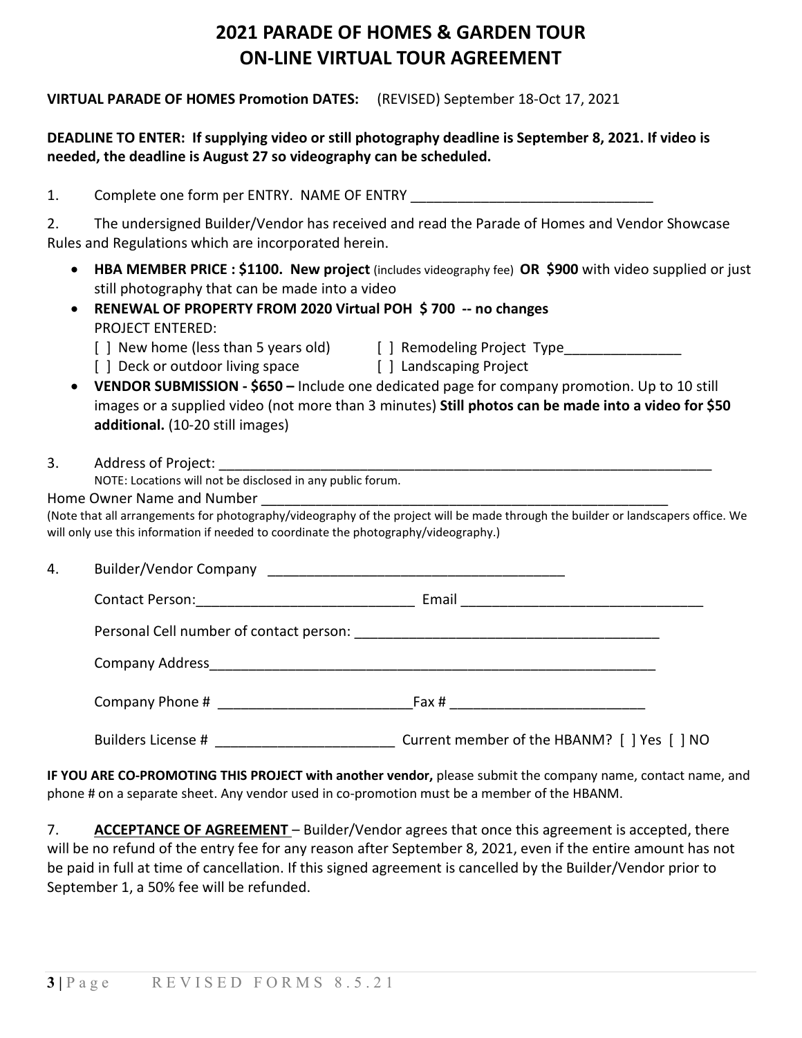# 2021 PARADE OF HOMES & GARDEN TOUR
# ON-LINE VIRTUAL TOUR AGREEMENT

**VIRTUAL PARADE OF HOMES Promotion DATES:** (REVISED) September 18-Oct 17, 2021

**DEADLINE TO ENTER: If supplying video or still photography deadline is September 8, 2021. If video is needed, the deadline is August 27 so videography can be scheduled.**

1. Complete one form per ENTRY. NAME OF ENTRY ______________________________

2. The undersigned Builder/Vendor has received and read the Parade of Homes and Vendor Showcase Rules and Regulations which are incorporated herein.

- **HBA MEMBER PRICE : $1100. New project** (includes videography fee) **OR $900** with video supplied or just still photography that can be made into a video
- **RENEWAL OF PROPERTY FROM 2020 Virtual POH $ 700 -- no changes**
  PROJECT ENTERED:
  [ ] New home (less than 5 years old) [ ] Remodeling Project Type_______________
  [ ] Deck or outdoor living space [ ] Landscaping Project
- **VENDOR SUBMISSION - $650 –** Include one dedicated page for company promotion. Up to 10 still images or a supplied video (not more than 3 minutes) **Still photos can be made into a video for $50 additional.** (10-20 still images)

3. Address of Project: ____________________________________________________________________

NOTE: Locations will not be disclosed in any public forum.

Home Owner Name and Number ______________________________________________________

(Note that all arrangements for photography/videography of the project will be made through the builder or landscapers office. We will only use this information if needed to coordinate the photography/videography.)

4. Builder/Vendor Company ______________________________________

Contact Person:____________________________ Email ______________________________

Personal Cell number of contact person: ______________________________________

Company Address__________________________________________________________

Company Phone # ________________________Fax # ________________________

Builders License # ______________________ Current member of the HBANM? [ ] Yes [ ] NO

**IF YOU ARE CO-PROMOTING THIS PROJECT with another vendor,** please submit the company name, contact name, and phone # on a separate sheet. Any vendor used in co-promotion must be a member of the HBANM.

7. **ACCEPTANCE OF AGREEMENT** – Builder/Vendor agrees that once this agreement is accepted, there will be no refund of the entry fee for any reason after September 8, 2021, even if the entire amount has not be paid in full at time of cancellation. If this signed agreement is cancelled by the Builder/Vendor prior to September 1, a 50% fee will be refunded.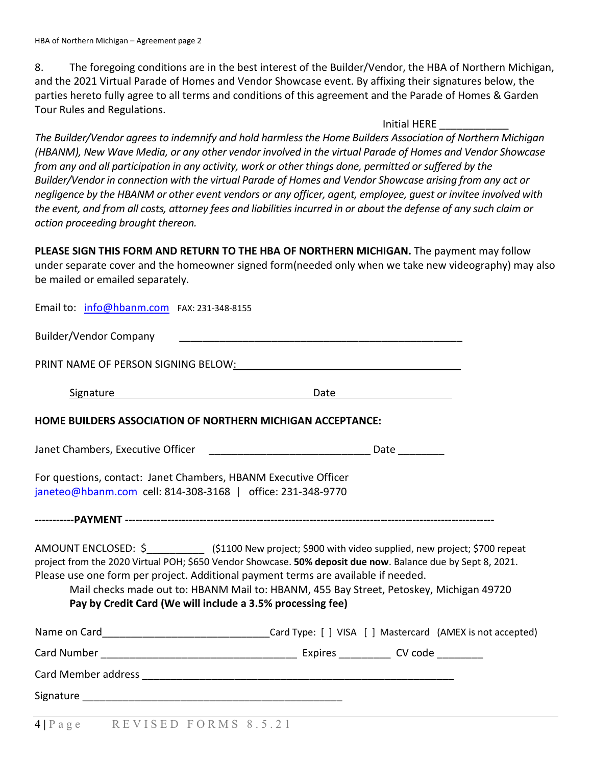8. The foregoing conditions are in the best interest of the Builder/Vendor, the HBA of Northern Michigan, and the 2021 Virtual Parade of Homes and Vendor Showcase event. By affixing their signatures below, the parties hereto fully agree to all terms and conditions of this agreement and the Parade of Homes & Garden Tour Rules and Regulations.

Initial HERE ____________

*The Builder/Vendor agrees to indemnify and hold harmless the Home Builders Association of Northern Michigan (HBANM), New Wave Media, or any other vendor involved in the virtual Parade of Homes and Vendor Showcase from any and all participation in any activity, work or other things done, permitted or suffered by the Builder/Vendor in connection with the virtual Parade of Homes and Vendor Showcase arising from any act or negligence by the HBANM or other event vendors or any officer, agent, employee, guest or invitee involved with the event, and from all costs, attorney fees and liabilities incurred in or about the defense of any such claim or action proceeding brought thereon.*

**PLEASE SIGN THIS FORM AND RETURN TO THE HBA OF NORTHERN MICHIGAN.** The payment may follow under separate cover and the homeowner signed form(needed only when we take new videography) may also be mailed or emailed separately.

Email to: info@hbanm.com FAX: 231-348-8155

Builder/Vendor Company ___________________________________________________

PRINT NAME OF PERSON SIGNING BELOW: ______________________________________

Signature ____________________________________ Date ____________________

**HOME BUILDERS ASSOCIATION OF NORTHERN MICHIGAN ACCEPTANCE:**

Janet Chambers, Executive Officer ____________________________ Date ________

For questions, contact: Janet Chambers, HBANM Executive Officer
janeteo@hbanm.com cell: 814-308-3168 | office: 231-348-9770

**-----------PAYMENT -----------------------------------------------------------------------------------------------------**

AMOUNT ENCLOSED: $__________ ($1100 New project; $900 with video supplied, new project; $700 repeat project from the 2020 Virtual POH; $650 Vendor Showcase. **50% deposit due now**. Balance due by Sept 8, 2021. Please use one form per project. Additional payment terms are available if needed.

Mail checks made out to: HBANM Mail to: HBANM, 455 Bay Street, Petoskey, Michigan 49720

**Pay by Credit Card (We will include a 3.5% processing fee)**

Name on Card_____________________________Card Type: [ ] VISA [ ] Mastercard (AMEX is not accepted)

Card Number __________________________________ Expires _________ CV code ________

Card Member address _______________________________________________________

Signature _____________________________________________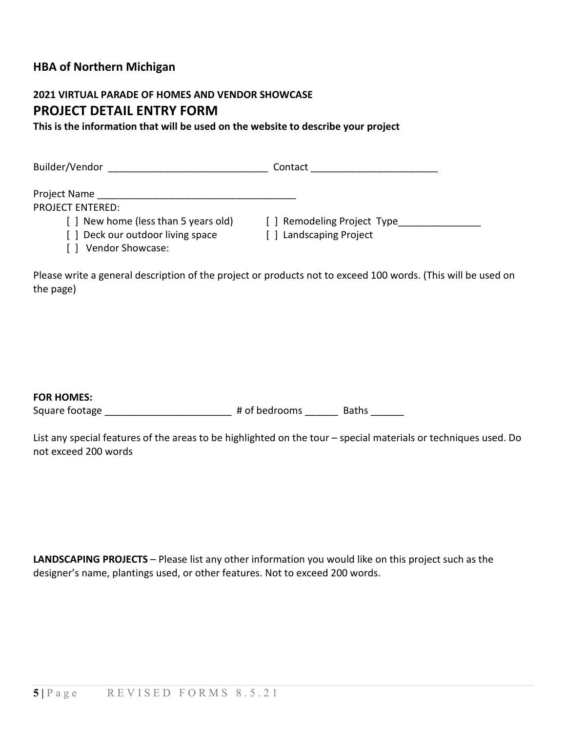## HBA of Northern Michigan

### 2021 VIRTUAL PARADE OF HOMES AND VENDOR SHOWCASE

## PROJECT DETAIL ENTRY FORM

**This is the information that will be used on the website to describe your project**

Builder/Vendor _____________________________ Contact _______________________

Project Name ____________________________________

PROJECT ENTERED:

- [ ] New home (less than 5 years old)
- [ ] Remodeling Project Type_______________
- [ ] Deck our outdoor living space
- [ ] Landscaping Project
- [ ] Vendor Showcase:

Please write a general description of the project or products not to exceed 100 words. (This will be used on the page)

**FOR HOMES:**

Square footage ______________________ # of bedrooms ______ Baths ______

List any special features of the areas to be highlighted on the tour – special materials or techniques used. Do not exceed 200 words

**LANDSCAPING PROJECTS** – Please list any other information you would like on this project such as the designer's name, plantings used, or other features. Not to exceed 200 words.

REVISED FORMS 8.5.21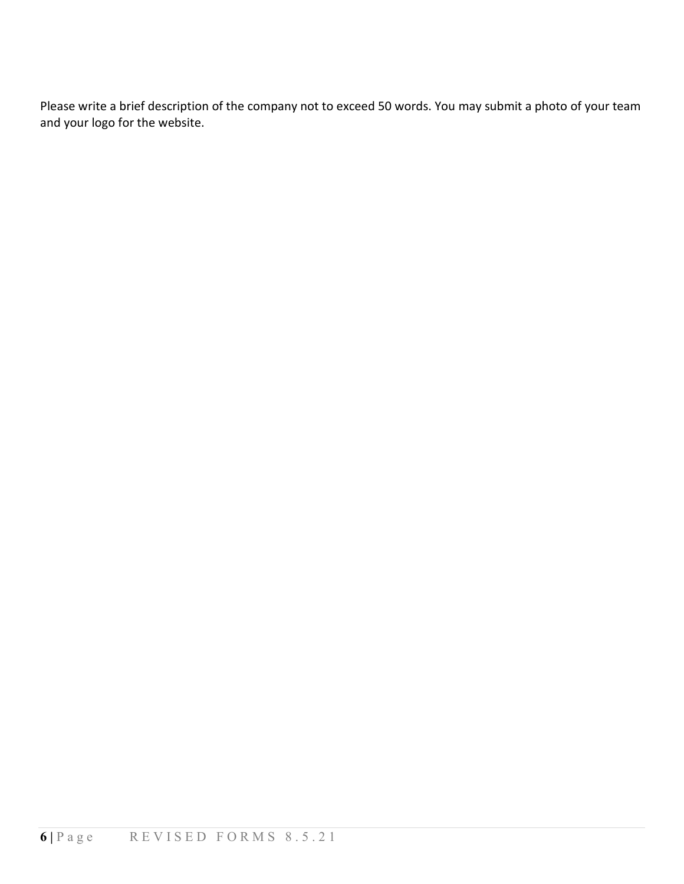Please write a brief description of the company not to exceed 50 words. You may submit a photo of your team and your logo for the website.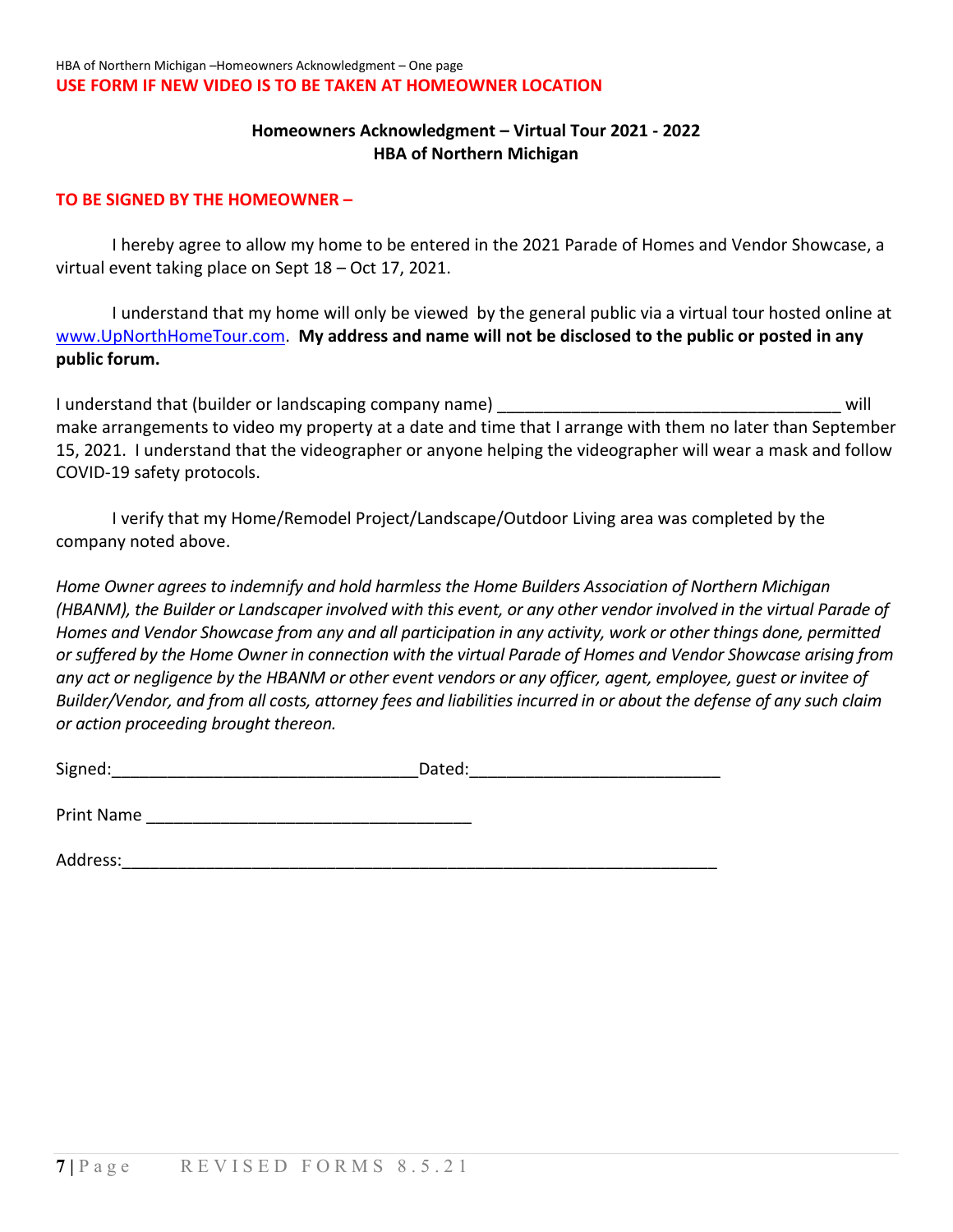HBA of Northern Michigan –Homeowners Acknowledgment – One page

**USE FORM IF NEW VIDEO IS TO BE TAKEN AT HOMEOWNER LOCATION**

## Homeowners Acknowledgment – Virtual Tour 2021 - 2022
## HBA of Northern Michigan

**TO BE SIGNED BY THE HOMEOWNER –**

I hereby agree to allow my home to be entered in the 2021 Parade of Homes and Vendor Showcase, a virtual event taking place on Sept 18 – Oct 17, 2021.

I understand that my home will only be viewed by the general public via a virtual tour hosted online at www.UpNorthHomeTour.com. **My address and name will not be disclosed to the public or posted in any public forum.**

I understand that (builder or landscaping company name) ____________________________________ will make arrangements to video my property at a date and time that I arrange with them no later than September 15, 2021. I understand that the videographer or anyone helping the videographer will wear a mask and follow COVID-19 safety protocols.

I verify that my Home/Remodel Project/Landscape/Outdoor Living area was completed by the company noted above.

*Home Owner agrees to indemnify and hold harmless the Home Builders Association of Northern Michigan (HBANM), the Builder or Landscaper involved with this event, or any other vendor involved in the virtual Parade of Homes and Vendor Showcase from any and all participation in any activity, work or other things done, permitted or suffered by the Home Owner in connection with the virtual Parade of Homes and Vendor Showcase arising from any act or negligence by the HBANM or other event vendors or any officer, agent, employee, guest or invitee of Builder/Vendor, and from all costs, attorney fees and liabilities incurred in or about the defense of any such claim or action proceeding brought thereon.*

Signed:________________________________Dated:__________________________

Print Name __________________________________

Address:______________________________________________________________

REVISED FORMS 8.5.21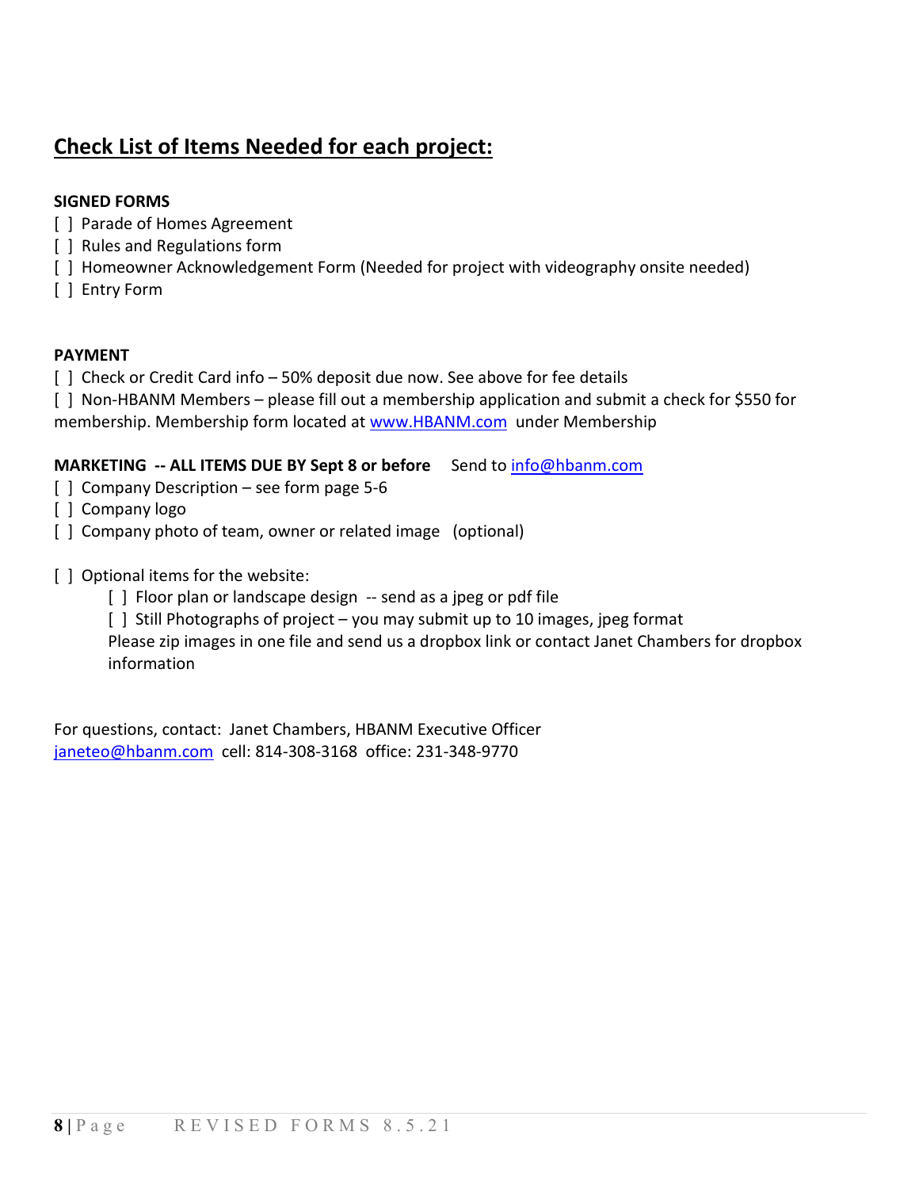## Check List of Items Needed for each project:

**SIGNED FORMS**

[ ] Parade of Homes Agreement
[ ] Rules and Regulations form
[ ] Homeowner Acknowledgement Form (Needed for project with videography onsite needed)
[ ] Entry Form

**PAYMENT**

[ ] Check or Credit Card info – 50% deposit due now. See above for fee details
[ ] Non-HBANM Members – please fill out a membership application and submit a check for $550 for membership. Membership form located at www.HBANM.com under Membership

**MARKETING -- ALL ITEMS DUE BY Sept 8 or before** Send to info@hbanm.com

[ ] Company Description – see form page 5-6
[ ] Company logo
[ ] Company photo of team, owner or related image (optional)

[ ] Optional items for the website:

- [ ] Floor plan or landscape design -- send as a jpeg or pdf file
- [ ] Still Photographs of project – you may submit up to 10 images, jpeg format

Please zip images in one file and send us a dropbox link or contact Janet Chambers for dropbox information

For questions, contact: Janet Chambers, HBANM Executive Officer
janeteo@hbanm.com cell: 814-308-3168 office: 231-348-9770